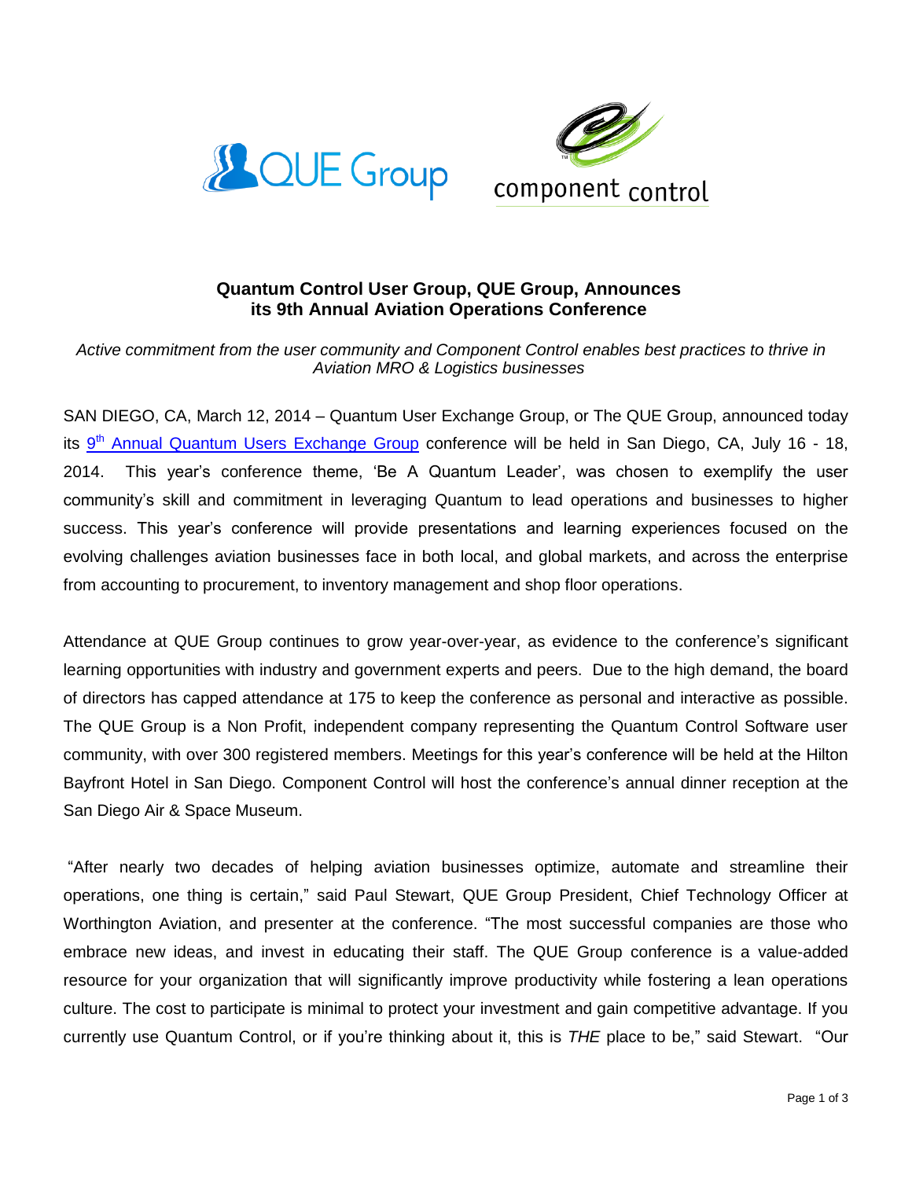## Quantum Control User Group, QUE Group, Announces its 9th Annual Aviation Operations Conference

*Active commitment from the user community and Component Control enables best practices to thrive in Aviation MRO & Logistics businesses*

SAN DIEGO, CA, March 12, 2014 – Quantum User Exchange Group, or The QUE Group, announced today its 9th Annual Quantum Users Exchange Group conference will be held in San Diego, CA, July 16 - 18, 2014. This year's conference theme, 'Be A Quantum Leader', was chosen to exemplify the user community's skill and commitment in leveraging Quantum to lead operations and businesses to higher success. This year's conference will provide presentations and learning experiences focused on the evolving challenges aviation businesses face in both local, and global markets, and across the enterprise from accounting to procurement, to inventory management and shop floor operations.

Attendance at QUE Group continues to grow year-over-year, as evidence to the conference's significant learning opportunities with industry and government experts and peers. Due to the high demand, the board of directors has capped attendance at 175 to keep the conference as personal and interactive as possible. The QUE Group is a Non Profit, independent company representing the Quantum Control Software user community, with over 300 registered members. Meetings for this year's conference will be held at the Hilton Bayfront Hotel in San Diego. Component Control will host the conference's annual dinner reception at the San Diego Air & Space Museum.

"After nearly two decades of helping aviation businesses optimize, automate and streamline their operations, one thing is certain," said Paul Stewart, QUE Group President, Chief Technology Officer at Worthington Aviation, and presenter at the conference. "The most successful companies are those who embrace new ideas, and invest in educating their staff. The QUE Group conference is a value-added resource for your organization that will significantly improve productivity while fostering a lean operations culture. The cost to participate is minimal to protect your investment and gain competitive advantage. If you currently use Quantum Control, or if you're thinking about it, this is *THE* place to be," said Stewart. "Our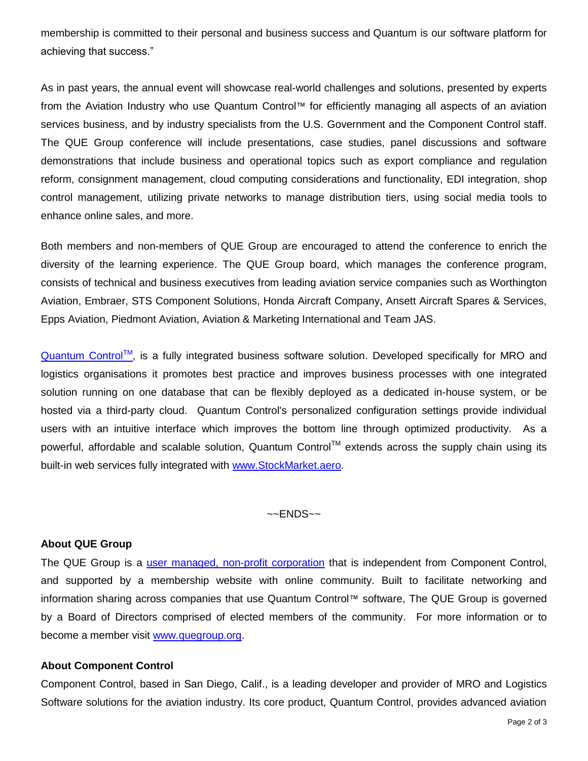membership is committed to their personal and business success and Quantum is our software platform for achieving that success."

As in past years, the annual event will showcase real-world challenges and solutions, presented by experts from the Aviation Industry who use Quantum Control™ for efficiently managing all aspects of an aviation services business, and by industry specialists from the U.S. Government and the Component Control staff. The QUE Group conference will include presentations, case studies, panel discussions and software demonstrations that include business and operational topics such as export compliance and regulation reform, consignment management, cloud computing considerations and functionality, EDI integration, shop control management, utilizing private networks to manage distribution tiers, using social media tools to enhance online sales, and more.

Both members and non-members of QUE Group are encouraged to attend the conference to enrich the diversity of the learning experience. The QUE Group board, which manages the conference program, consists of technical and business executives from leading aviation service companies such as Worthington Aviation, Embraer, STS Component Solutions, Honda Aircraft Company, Ansett Aircraft Spares & Services, Epps Aviation, Piedmont Aviation, Aviation & Marketing International and Team JAS.

Quantum Control™, is a fully integrated business software solution. Developed specifically for MRO and logistics organisations it promotes best practice and improves business processes with one integrated solution running on one database that can be flexibly deployed as a dedicated in-house system, or be hosted via a third-party cloud. Quantum Control's personalized configuration settings provide individual users with an intuitive interface which improves the bottom line through optimized productivity. As a powerful, affordable and scalable solution, Quantum Control™ extends across the supply chain using its built-in web services fully integrated with www.StockMarket.aero.

~~ENDS~~

### About QUE Group

The QUE Group is a user managed, non-profit corporation that is independent from Component Control, and supported by a membership website with online community. Built to facilitate networking and information sharing across companies that use Quantum Control™ software, The QUE Group is governed by a Board of Directors comprised of elected members of the community. For more information or to become a member visit www.quegroup.org.

### About Component Control

Component Control, based in San Diego, Calif., is a leading developer and provider of MRO and Logistics Software solutions for the aviation industry. Its core product, Quantum Control, provides advanced aviation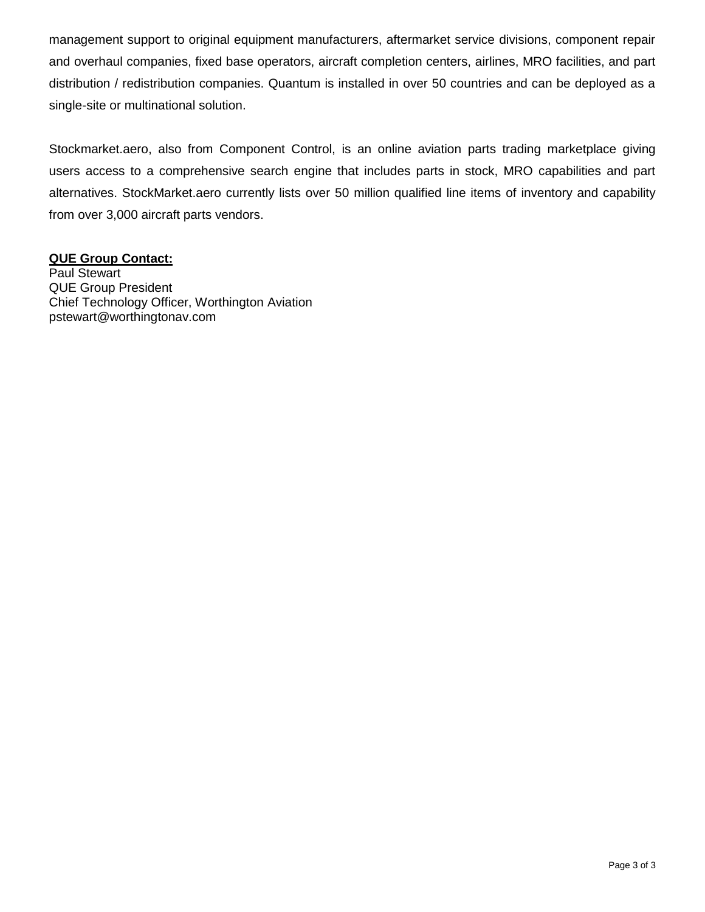management support to original equipment manufacturers, aftermarket service divisions, component repair and overhaul companies, fixed base operators, aircraft completion centers, airlines, MRO facilities, and part distribution / redistribution companies. Quantum is installed in over 50 countries and can be deployed as a single-site or multinational solution.

Stockmarket.aero, also from Component Control, is an online aviation parts trading marketplace giving users access to a comprehensive search engine that includes parts in stock, MRO capabilities and part alternatives. StockMarket.aero currently lists over 50 million qualified line items of inventory and capability from over 3,000 aircraft parts vendors.

**QUE Group Contact:**
Paul Stewart
QUE Group President
Chief Technology Officer, Worthington Aviation
pstewart@worthingtonav.com